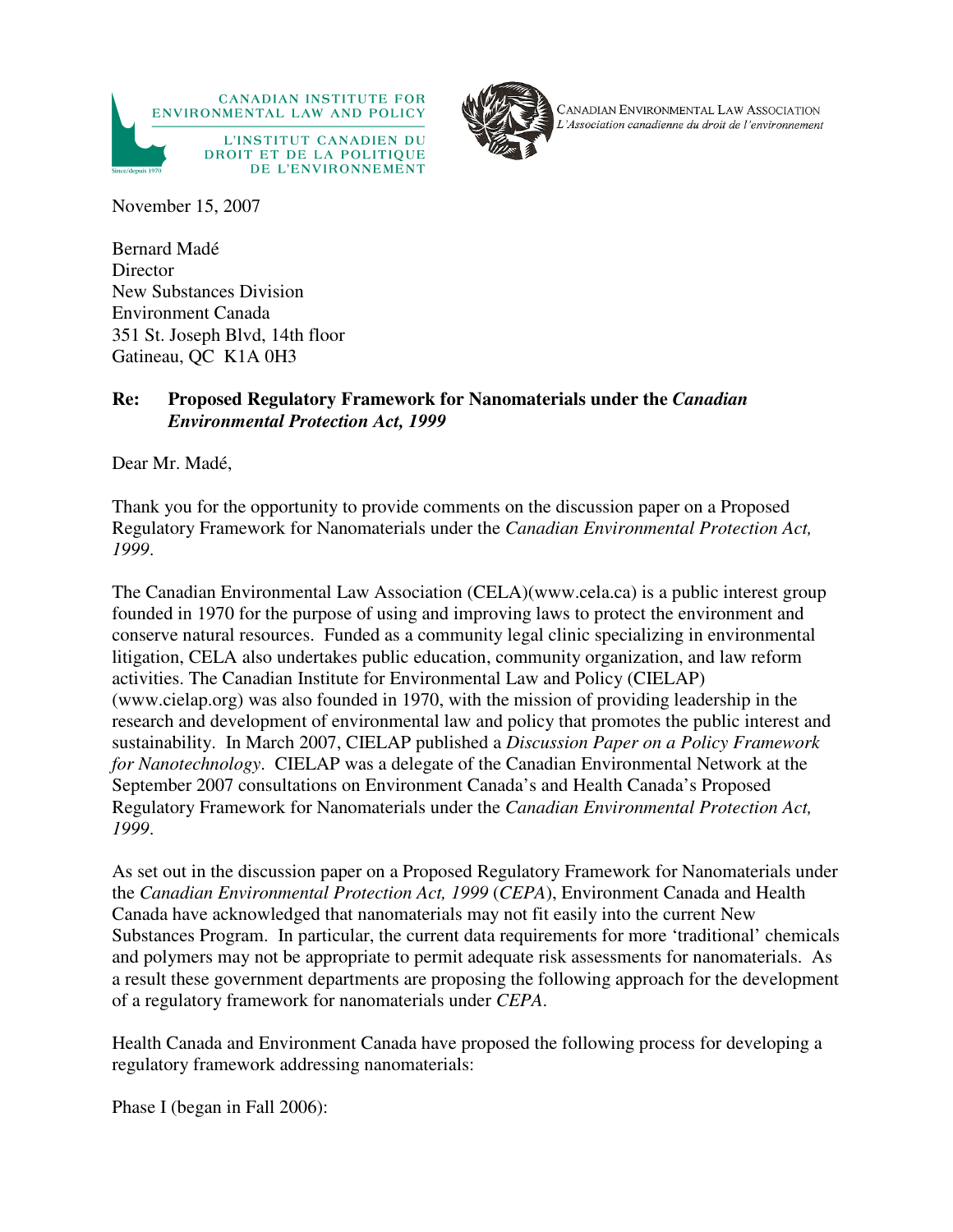CANADIAN INSTITUTE FOR ENVIRONMENTAL LAW AND POLICY
L'INSTITUT CANADIEN DU DROIT ET DE LA POLITIQUE DE L'ENVIRONNEMENT
Since/depuis 1970

CANADIAN ENVIRONMENTAL LAW ASSOCIATION
*L'Association canadienne du droit de l'environnement*

November 15, 2007

Bernard Madé
Director
New Substances Division
Environment Canada
351 St. Joseph Blvd, 14th floor
Gatineau, QC K1A 0H3

**Re: Proposed Regulatory Framework for Nanomaterials under the *Canadian Environmental Protection Act, 1999***

Dear Mr. Madé,

Thank you for the opportunity to provide comments on the discussion paper on a Proposed Regulatory Framework for Nanomaterials under the *Canadian Environmental Protection Act, 1999*.

The Canadian Environmental Law Association (CELA)(www.cela.ca) is a public interest group founded in 1970 for the purpose of using and improving laws to protect the environment and conserve natural resources. Funded as a community legal clinic specializing in environmental litigation, CELA also undertakes public education, community organization, and law reform activities. The Canadian Institute for Environmental Law and Policy (CIELAP) (www.cielap.org) was also founded in 1970, with the mission of providing leadership in the research and development of environmental law and policy that promotes the public interest and sustainability. In March 2007, CIELAP published a *Discussion Paper on a Policy Framework for Nanotechnology*. CIELAP was a delegate of the Canadian Environmental Network at the September 2007 consultations on Environment Canada's and Health Canada's Proposed Regulatory Framework for Nanomaterials under the *Canadian Environmental Protection Act, 1999*.

As set out in the discussion paper on a Proposed Regulatory Framework for Nanomaterials under the *Canadian Environmental Protection Act, 1999* (*CEPA*), Environment Canada and Health Canada have acknowledged that nanomaterials may not fit easily into the current New Substances Program. In particular, the current data requirements for more 'traditional' chemicals and polymers may not be appropriate to permit adequate risk assessments for nanomaterials. As a result these government departments are proposing the following approach for the development of a regulatory framework for nanomaterials under *CEPA*.

Health Canada and Environment Canada have proposed the following process for developing a regulatory framework addressing nanomaterials:

Phase I (began in Fall 2006):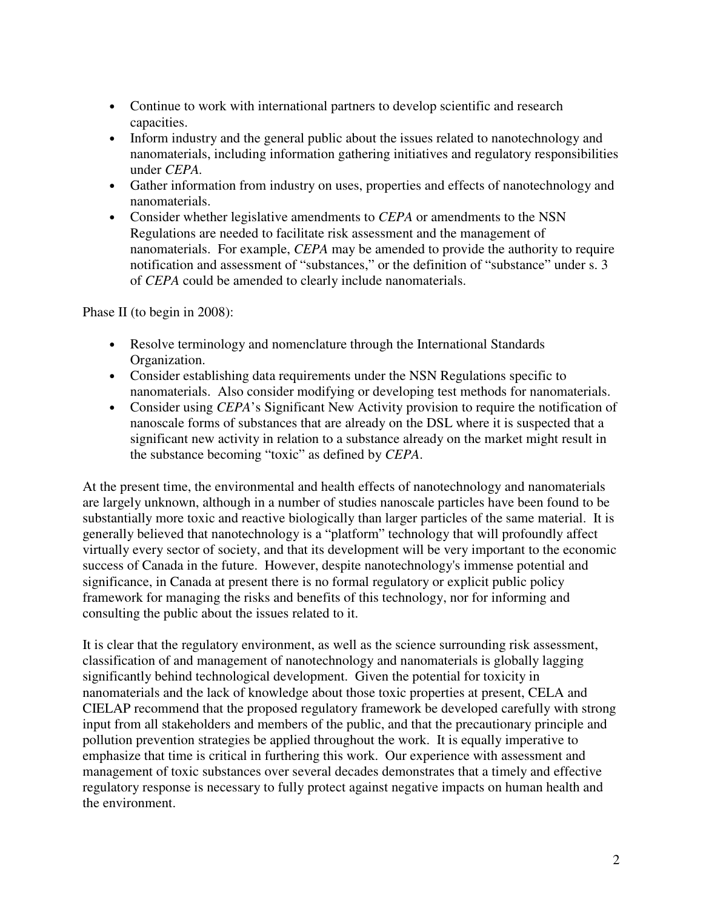- Continue to work with international partners to develop scientific and research capacities.
- Inform industry and the general public about the issues related to nanotechnology and nanomaterials, including information gathering initiatives and regulatory responsibilities under *CEPA*.
- Gather information from industry on uses, properties and effects of nanotechnology and nanomaterials.
- Consider whether legislative amendments to *CEPA* or amendments to the NSN Regulations are needed to facilitate risk assessment and the management of nanomaterials. For example, *CEPA* may be amended to provide the authority to require notification and assessment of "substances," or the definition of "substance" under s. 3 of *CEPA* could be amended to clearly include nanomaterials.

Phase II (to begin in 2008):

- Resolve terminology and nomenclature through the International Standards Organization.
- Consider establishing data requirements under the NSN Regulations specific to nanomaterials. Also consider modifying or developing test methods for nanomaterials.
- Consider using *CEPA*'s Significant New Activity provision to require the notification of nanoscale forms of substances that are already on the DSL where it is suspected that a significant new activity in relation to a substance already on the market might result in the substance becoming "toxic" as defined by *CEPA*.

At the present time, the environmental and health effects of nanotechnology and nanomaterials are largely unknown, although in a number of studies nanoscale particles have been found to be substantially more toxic and reactive biologically than larger particles of the same material. It is generally believed that nanotechnology is a "platform" technology that will profoundly affect virtually every sector of society, and that its development will be very important to the economic success of Canada in the future. However, despite nanotechnology's immense potential and significance, in Canada at present there is no formal regulatory or explicit public policy framework for managing the risks and benefits of this technology, nor for informing and consulting the public about the issues related to it.

It is clear that the regulatory environment, as well as the science surrounding risk assessment, classification of and management of nanotechnology and nanomaterials is globally lagging significantly behind technological development. Given the potential for toxicity in nanomaterials and the lack of knowledge about those toxic properties at present, CELA and CIELAP recommend that the proposed regulatory framework be developed carefully with strong input from all stakeholders and members of the public, and that the precautionary principle and pollution prevention strategies be applied throughout the work. It is equally imperative to emphasize that time is critical in furthering this work. Our experience with assessment and management of toxic substances over several decades demonstrates that a timely and effective regulatory response is necessary to fully protect against negative impacts on human health and the environment.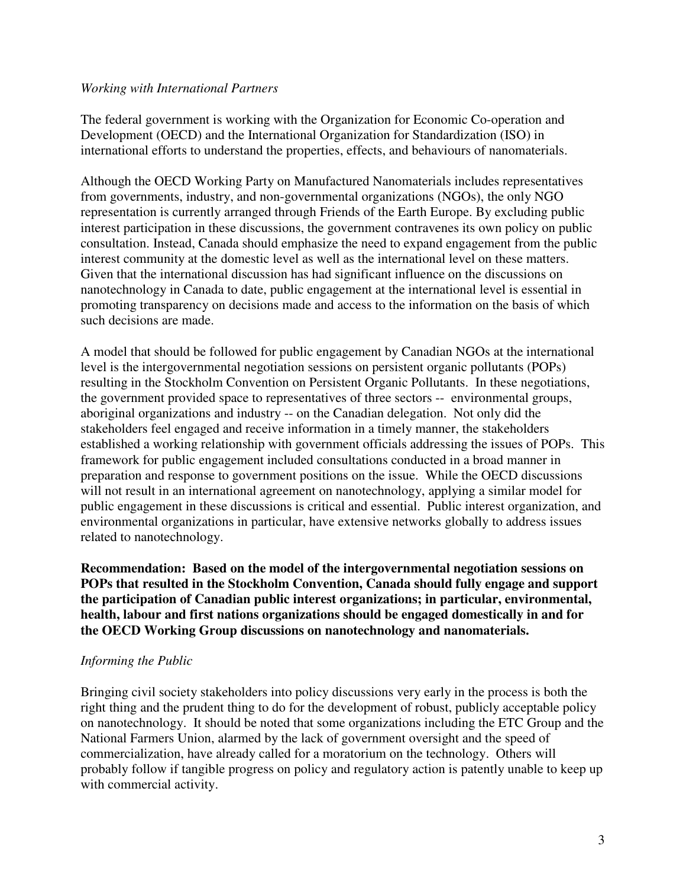*Working with International Partners*

The federal government is working with the Organization for Economic Co-operation and Development (OECD) and the International Organization for Standardization (ISO) in international efforts to understand the properties, effects, and behaviours of nanomaterials.

Although the OECD Working Party on Manufactured Nanomaterials includes representatives from governments, industry, and non-governmental organizations (NGOs), the only NGO representation is currently arranged through Friends of the Earth Europe. By excluding public interest participation in these discussions, the government contravenes its own policy on public consultation. Instead, Canada should emphasize the need to expand engagement from the public interest community at the domestic level as well as the international level on these matters. Given that the international discussion has had significant influence on the discussions on nanotechnology in Canada to date, public engagement at the international level is essential in promoting transparency on decisions made and access to the information on the basis of which such decisions are made.

A model that should be followed for public engagement by Canadian NGOs at the international level is the intergovernmental negotiation sessions on persistent organic pollutants (POPs) resulting in the Stockholm Convention on Persistent Organic Pollutants. In these negotiations, the government provided space to representatives of three sectors -- environmental groups, aboriginal organizations and industry -- on the Canadian delegation. Not only did the stakeholders feel engaged and receive information in a timely manner, the stakeholders established a working relationship with government officials addressing the issues of POPs. This framework for public engagement included consultations conducted in a broad manner in preparation and response to government positions on the issue. While the OECD discussions will not result in an international agreement on nanotechnology, applying a similar model for public engagement in these discussions is critical and essential. Public interest organization, and environmental organizations in particular, have extensive networks globally to address issues related to nanotechnology.

**Recommendation: Based on the model of the intergovernmental negotiation sessions on POPs that resulted in the Stockholm Convention, Canada should fully engage and support the participation of Canadian public interest organizations; in particular, environmental, health, labour and first nations organizations should be engaged domestically in and for the OECD Working Group discussions on nanotechnology and nanomaterials.**

*Informing the Public*

Bringing civil society stakeholders into policy discussions very early in the process is both the right thing and the prudent thing to do for the development of robust, publicly acceptable policy on nanotechnology. It should be noted that some organizations including the ETC Group and the National Farmers Union, alarmed by the lack of government oversight and the speed of commercialization, have already called for a moratorium on the technology. Others will probably follow if tangible progress on policy and regulatory action is patently unable to keep up with commercial activity.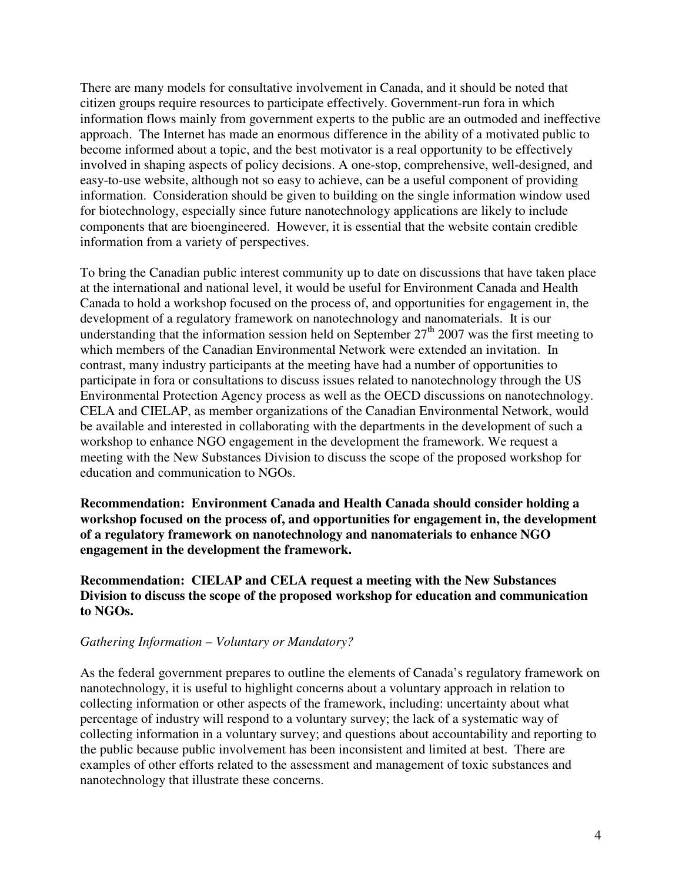There are many models for consultative involvement in Canada, and it should be noted that citizen groups require resources to participate effectively. Government-run fora in which information flows mainly from government experts to the public are an outmoded and ineffective approach. The Internet has made an enormous difference in the ability of a motivated public to become informed about a topic, and the best motivator is a real opportunity to be effectively involved in shaping aspects of policy decisions. A one-stop, comprehensive, well-designed, and easy-to-use website, although not so easy to achieve, can be a useful component of providing information. Consideration should be given to building on the single information window used for biotechnology, especially since future nanotechnology applications are likely to include components that are bioengineered. However, it is essential that the website contain credible information from a variety of perspectives.

To bring the Canadian public interest community up to date on discussions that have taken place at the international and national level, it would be useful for Environment Canada and Health Canada to hold a workshop focused on the process of, and opportunities for engagement in, the development of a regulatory framework on nanotechnology and nanomaterials. It is our understanding that the information session held on September 27th 2007 was the first meeting to which members of the Canadian Environmental Network were extended an invitation. In contrast, many industry participants at the meeting have had a number of opportunities to participate in fora or consultations to discuss issues related to nanotechnology through the US Environmental Protection Agency process as well as the OECD discussions on nanotechnology. CELA and CIELAP, as member organizations of the Canadian Environmental Network, would be available and interested in collaborating with the departments in the development of such a workshop to enhance NGO engagement in the development the framework. We request a meeting with the New Substances Division to discuss the scope of the proposed workshop for education and communication to NGOs.

**Recommendation: Environment Canada and Health Canada should consider holding a workshop focused on the process of, and opportunities for engagement in, the development of a regulatory framework on nanotechnology and nanomaterials to enhance NGO engagement in the development the framework.**

**Recommendation: CIELAP and CELA request a meeting with the New Substances Division to discuss the scope of the proposed workshop for education and communication to NGOs.**

*Gathering Information – Voluntary or Mandatory?*

As the federal government prepares to outline the elements of Canada's regulatory framework on nanotechnology, it is useful to highlight concerns about a voluntary approach in relation to collecting information or other aspects of the framework, including: uncertainty about what percentage of industry will respond to a voluntary survey; the lack of a systematic way of collecting information in a voluntary survey; and questions about accountability and reporting to the public because public involvement has been inconsistent and limited at best. There are examples of other efforts related to the assessment and management of toxic substances and nanotechnology that illustrate these concerns.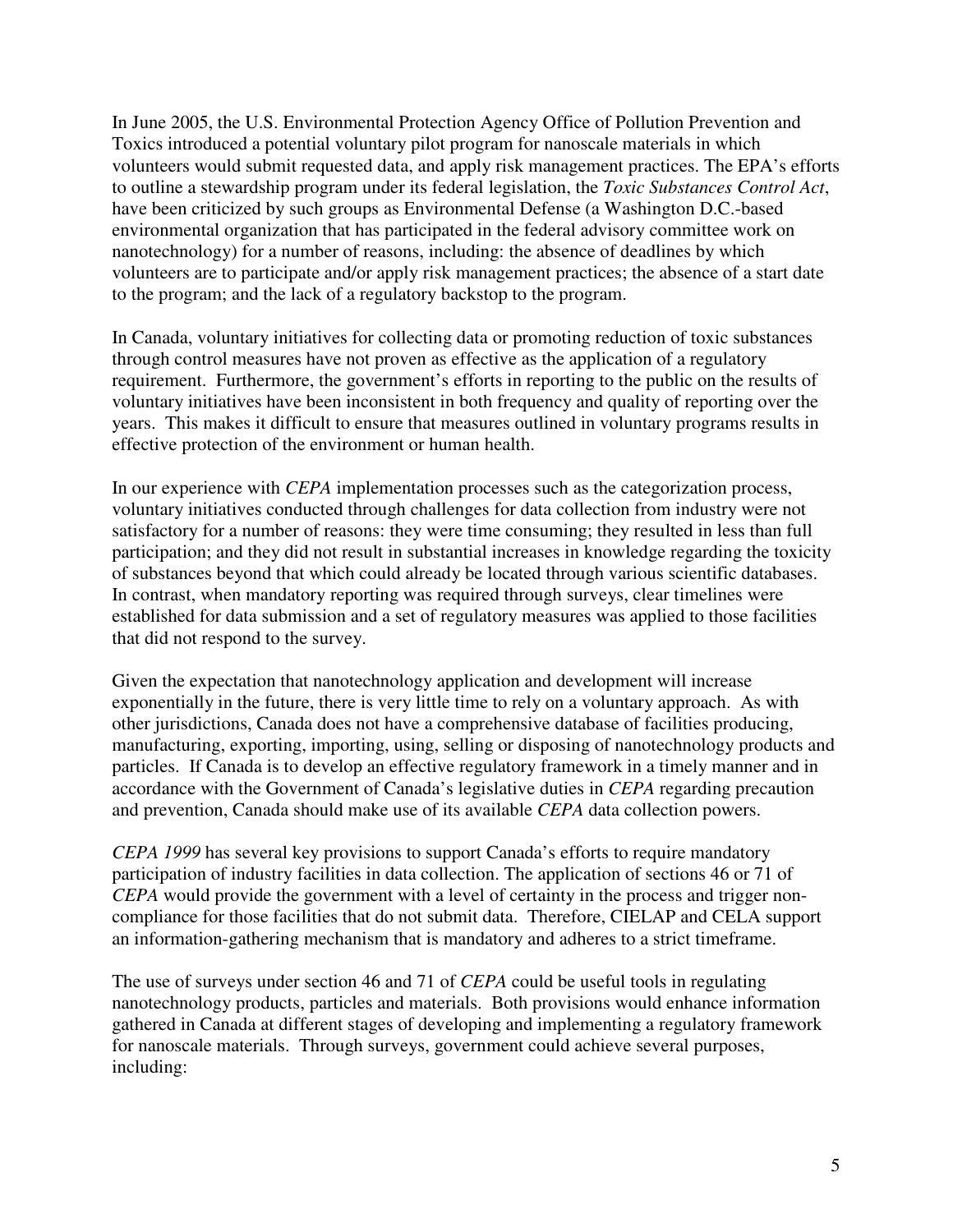In June 2005, the U.S. Environmental Protection Agency Office of Pollution Prevention and Toxics introduced a potential voluntary pilot program for nanoscale materials in which volunteers would submit requested data, and apply risk management practices. The EPA's efforts to outline a stewardship program under its federal legislation, the *Toxic Substances Control Act*, have been criticized by such groups as Environmental Defense (a Washington D.C.-based environmental organization that has participated in the federal advisory committee work on nanotechnology) for a number of reasons, including: the absence of deadlines by which volunteers are to participate and/or apply risk management practices; the absence of a start date to the program; and the lack of a regulatory backstop to the program.

In Canada, voluntary initiatives for collecting data or promoting reduction of toxic substances through control measures have not proven as effective as the application of a regulatory requirement. Furthermore, the government's efforts in reporting to the public on the results of voluntary initiatives have been inconsistent in both frequency and quality of reporting over the years. This makes it difficult to ensure that measures outlined in voluntary programs results in effective protection of the environment or human health.

In our experience with *CEPA* implementation processes such as the categorization process, voluntary initiatives conducted through challenges for data collection from industry were not satisfactory for a number of reasons: they were time consuming; they resulted in less than full participation; and they did not result in substantial increases in knowledge regarding the toxicity of substances beyond that which could already be located through various scientific databases. In contrast, when mandatory reporting was required through surveys, clear timelines were established for data submission and a set of regulatory measures was applied to those facilities that did not respond to the survey.

Given the expectation that nanotechnology application and development will increase exponentially in the future, there is very little time to rely on a voluntary approach. As with other jurisdictions, Canada does not have a comprehensive database of facilities producing, manufacturing, exporting, importing, using, selling or disposing of nanotechnology products and particles. If Canada is to develop an effective regulatory framework in a timely manner and in accordance with the Government of Canada's legislative duties in *CEPA* regarding precaution and prevention, Canada should make use of its available *CEPA* data collection powers.

*CEPA 1999* has several key provisions to support Canada's efforts to require mandatory participation of industry facilities in data collection. The application of sections 46 or 71 of *CEPA* would provide the government with a level of certainty in the process and trigger non-compliance for those facilities that do not submit data. Therefore, CIELAP and CELA support an information-gathering mechanism that is mandatory and adheres to a strict timeframe.

The use of surveys under section 46 and 71 of *CEPA* could be useful tools in regulating nanotechnology products, particles and materials. Both provisions would enhance information gathered in Canada at different stages of developing and implementing a regulatory framework for nanoscale materials. Through surveys, government could achieve several purposes, including: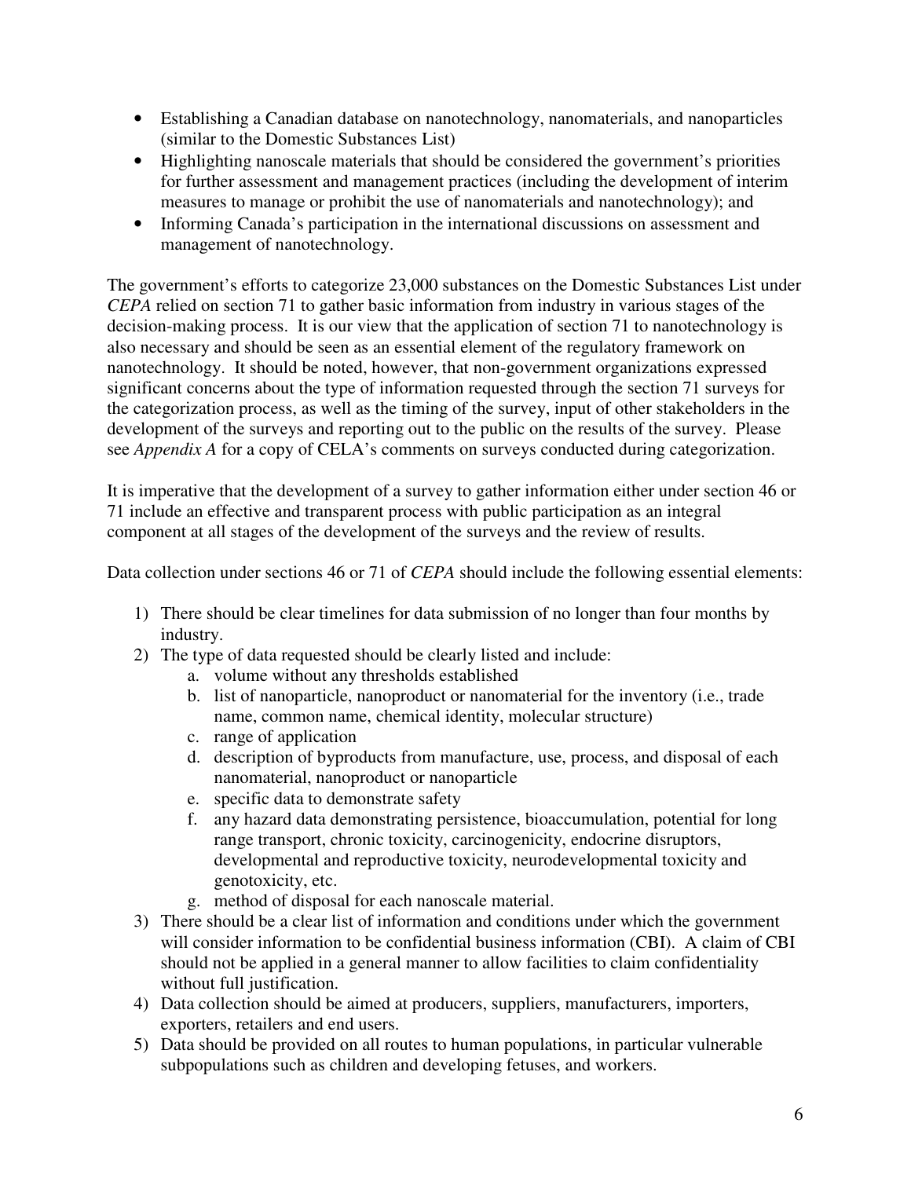- Establishing a Canadian database on nanotechnology, nanomaterials, and nanoparticles (similar to the Domestic Substances List)
- Highlighting nanoscale materials that should be considered the government's priorities for further assessment and management practices (including the development of interim measures to manage or prohibit the use of nanomaterials and nanotechnology); and
- Informing Canada's participation in the international discussions on assessment and management of nanotechnology.

The government's efforts to categorize 23,000 substances on the Domestic Substances List under *CEPA* relied on section 71 to gather basic information from industry in various stages of the decision-making process. It is our view that the application of section 71 to nanotechnology is also necessary and should be seen as an essential element of the regulatory framework on nanotechnology. It should be noted, however, that non-government organizations expressed significant concerns about the type of information requested through the section 71 surveys for the categorization process, as well as the timing of the survey, input of other stakeholders in the development of the surveys and reporting out to the public on the results of the survey. Please see *Appendix A* for a copy of CELA's comments on surveys conducted during categorization.

It is imperative that the development of a survey to gather information either under section 46 or 71 include an effective and transparent process with public participation as an integral component at all stages of the development of the surveys and the review of results.

Data collection under sections 46 or 71 of *CEPA* should include the following essential elements:

1) There should be clear timelines for data submission of no longer than four months by industry.
2) The type of data requested should be clearly listed and include:
   a. volume without any thresholds established
   b. list of nanoparticle, nanoproduct or nanomaterial for the inventory (i.e., trade name, common name, chemical identity, molecular structure)
   c. range of application
   d. description of byproducts from manufacture, use, process, and disposal of each nanomaterial, nanoproduct or nanoparticle
   e. specific data to demonstrate safety
   f. any hazard data demonstrating persistence, bioaccumulation, potential for long range transport, chronic toxicity, carcinogenicity, endocrine disruptors, developmental and reproductive toxicity, neurodevelopmental toxicity and genotoxicity, etc.
   g. method of disposal for each nanoscale material.
3) There should be a clear list of information and conditions under which the government will consider information to be confidential business information (CBI). A claim of CBI should not be applied in a general manner to allow facilities to claim confidentiality without full justification.
4) Data collection should be aimed at producers, suppliers, manufacturers, importers, exporters, retailers and end users.
5) Data should be provided on all routes to human populations, in particular vulnerable subpopulations such as children and developing fetuses, and workers.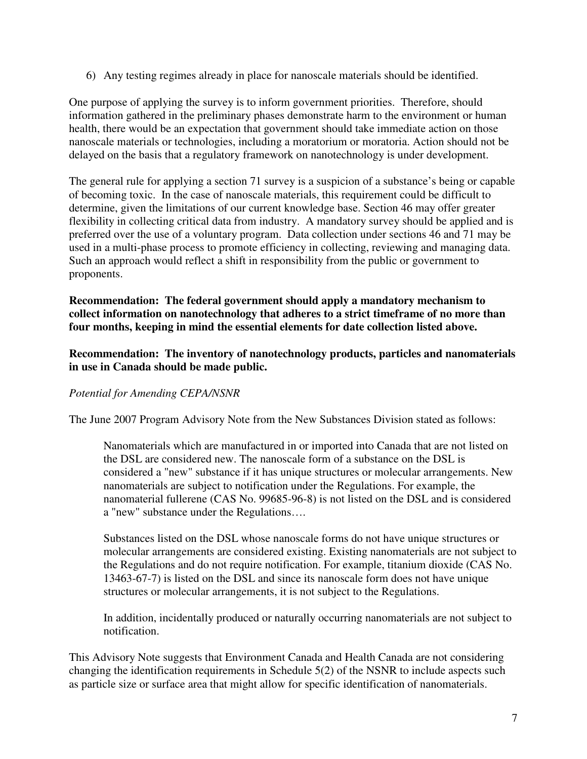6) Any testing regimes already in place for nanoscale materials should be identified.

One purpose of applying the survey is to inform government priorities. Therefore, should information gathered in the preliminary phases demonstrate harm to the environment or human health, there would be an expectation that government should take immediate action on those nanoscale materials or technologies, including a moratorium or moratoria. Action should not be delayed on the basis that a regulatory framework on nanotechnology is under development.

The general rule for applying a section 71 survey is a suspicion of a substance's being or capable of becoming toxic. In the case of nanoscale materials, this requirement could be difficult to determine, given the limitations of our current knowledge base. Section 46 may offer greater flexibility in collecting critical data from industry. A mandatory survey should be applied and is preferred over the use of a voluntary program. Data collection under sections 46 and 71 may be used in a multi-phase process to promote efficiency in collecting, reviewing and managing data. Such an approach would reflect a shift in responsibility from the public or government to proponents.

**Recommendation: The federal government should apply a mandatory mechanism to collect information on nanotechnology that adheres to a strict timeframe of no more than four months, keeping in mind the essential elements for date collection listed above.**

**Recommendation: The inventory of nanotechnology products, particles and nanomaterials in use in Canada should be made public.**

*Potential for Amending CEPA/NSNR*

The June 2007 Program Advisory Note from the New Substances Division stated as follows:

> Nanomaterials which are manufactured in or imported into Canada that are not listed on the DSL are considered new. The nanoscale form of a substance on the DSL is considered a "new" substance if it has unique structures or molecular arrangements. New nanomaterials are subject to notification under the Regulations. For example, the nanomaterial fullerene (CAS No. 99685-96-8) is not listed on the DSL and is considered a "new" substance under the Regulations….
>
> Substances listed on the DSL whose nanoscale forms do not have unique structures or molecular arrangements are considered existing. Existing nanomaterials are not subject to the Regulations and do not require notification. For example, titanium dioxide (CAS No. 13463-67-7) is listed on the DSL and since its nanoscale form does not have unique structures or molecular arrangements, it is not subject to the Regulations.
>
> In addition, incidentally produced or naturally occurring nanomaterials are not subject to notification.

This Advisory Note suggests that Environment Canada and Health Canada are not considering changing the identification requirements in Schedule 5(2) of the NSNR to include aspects such as particle size or surface area that might allow for specific identification of nanomaterials.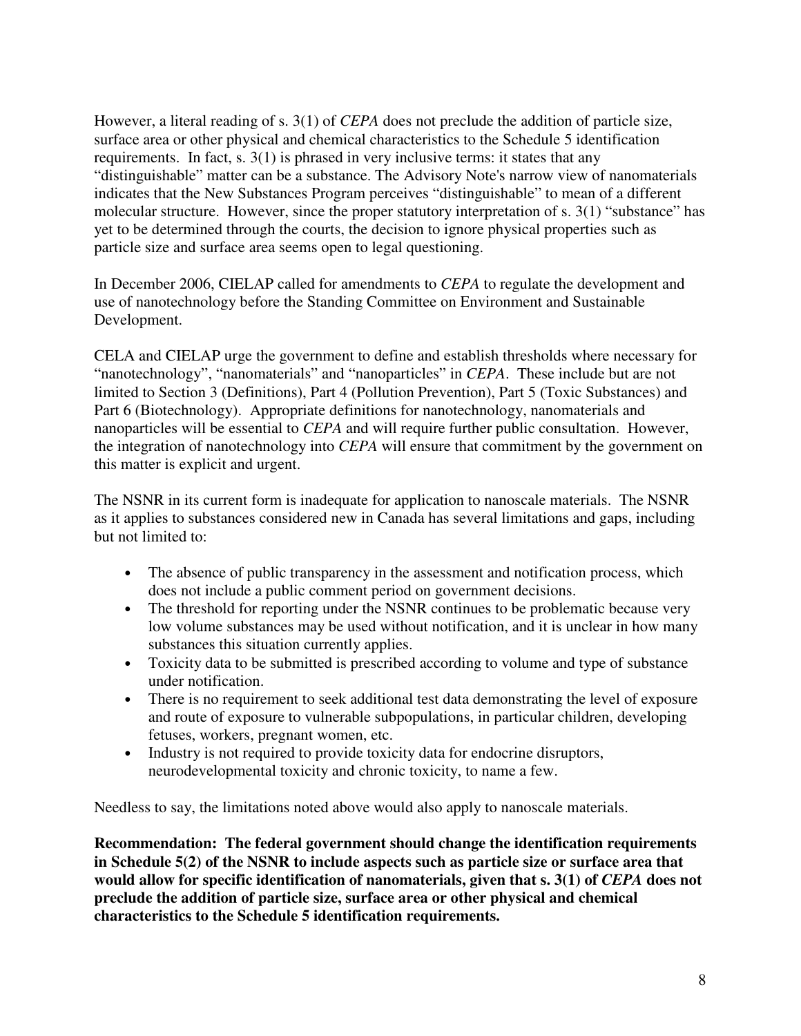However, a literal reading of s. 3(1) of *CEPA* does not preclude the addition of particle size, surface area or other physical and chemical characteristics to the Schedule 5 identification requirements. In fact, s. 3(1) is phrased in very inclusive terms: it states that any "distinguishable" matter can be a substance. The Advisory Note's narrow view of nanomaterials indicates that the New Substances Program perceives "distinguishable" to mean of a different molecular structure. However, since the proper statutory interpretation of s. 3(1) "substance" has yet to be determined through the courts, the decision to ignore physical properties such as particle size and surface area seems open to legal questioning.

In December 2006, CIELAP called for amendments to *CEPA* to regulate the development and use of nanotechnology before the Standing Committee on Environment and Sustainable Development.

CELA and CIELAP urge the government to define and establish thresholds where necessary for "nanotechnology", "nanomaterials" and "nanoparticles" in *CEPA*. These include but are not limited to Section 3 (Definitions), Part 4 (Pollution Prevention), Part 5 (Toxic Substances) and Part 6 (Biotechnology). Appropriate definitions for nanotechnology, nanomaterials and nanoparticles will be essential to *CEPA* and will require further public consultation. However, the integration of nanotechnology into *CEPA* will ensure that commitment by the government on this matter is explicit and urgent.

The NSNR in its current form is inadequate for application to nanoscale materials. The NSNR as it applies to substances considered new in Canada has several limitations and gaps, including but not limited to:

- The absence of public transparency in the assessment and notification process, which does not include a public comment period on government decisions.
- The threshold for reporting under the NSNR continues to be problematic because very low volume substances may be used without notification, and it is unclear in how many substances this situation currently applies.
- Toxicity data to be submitted is prescribed according to volume and type of substance under notification.
- There is no requirement to seek additional test data demonstrating the level of exposure and route of exposure to vulnerable subpopulations, in particular children, developing fetuses, workers, pregnant women, etc.
- Industry is not required to provide toxicity data for endocrine disruptors, neurodevelopmental toxicity and chronic toxicity, to name a few.

Needless to say, the limitations noted above would also apply to nanoscale materials.

**Recommendation: The federal government should change the identification requirements in Schedule 5(2) of the NSNR to include aspects such as particle size or surface area that would allow for specific identification of nanomaterials, given that s. 3(1) of *CEPA* does not preclude the addition of particle size, surface area or other physical and chemical characteristics to the Schedule 5 identification requirements.**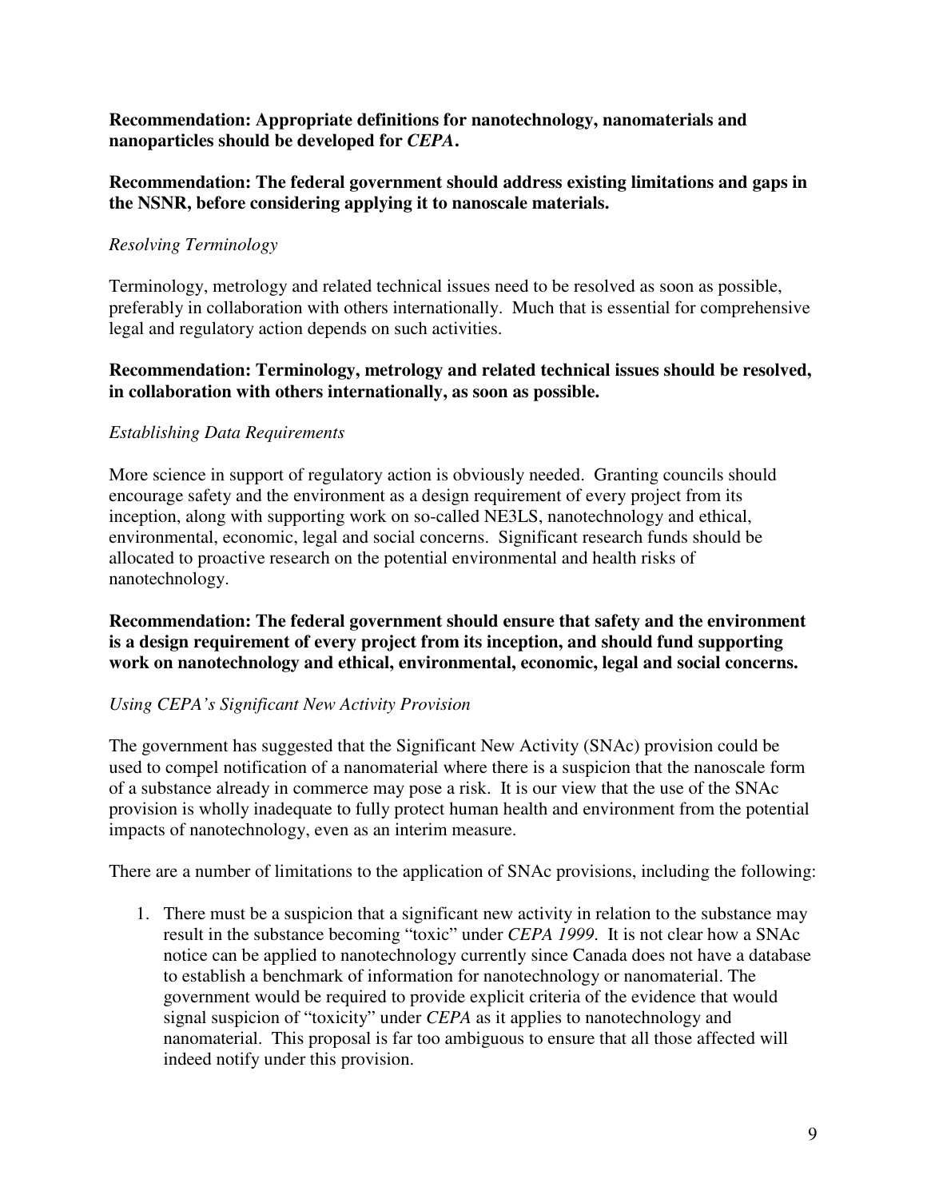**Recommendation: Appropriate definitions for nanotechnology, nanomaterials and nanoparticles should be developed for *CEPA*.**

**Recommendation: The federal government should address existing limitations and gaps in the NSNR, before considering applying it to nanoscale materials.**

*Resolving Terminology*

Terminology, metrology and related technical issues need to be resolved as soon as possible, preferably in collaboration with others internationally. Much that is essential for comprehensive legal and regulatory action depends on such activities.

**Recommendation: Terminology, metrology and related technical issues should be resolved, in collaboration with others internationally, as soon as possible.**

*Establishing Data Requirements*

More science in support of regulatory action is obviously needed. Granting councils should encourage safety and the environment as a design requirement of every project from its inception, along with supporting work on so-called NE3LS, nanotechnology and ethical, environmental, economic, legal and social concerns. Significant research funds should be allocated to proactive research on the potential environmental and health risks of nanotechnology.

**Recommendation: The federal government should ensure that safety and the environment is a design requirement of every project from its inception, and should fund supporting work on nanotechnology and ethical, environmental, economic, legal and social concerns.**

*Using CEPA's Significant New Activity Provision*

The government has suggested that the Significant New Activity (SNAc) provision could be used to compel notification of a nanomaterial where there is a suspicion that the nanoscale form of a substance already in commerce may pose a risk. It is our view that the use of the SNAc provision is wholly inadequate to fully protect human health and environment from the potential impacts of nanotechnology, even as an interim measure.

There are a number of limitations to the application of SNAc provisions, including the following:

1. There must be a suspicion that a significant new activity in relation to the substance may result in the substance becoming "toxic" under *CEPA 1999*. It is not clear how a SNAc notice can be applied to nanotechnology currently since Canada does not have a database to establish a benchmark of information for nanotechnology or nanomaterial. The government would be required to provide explicit criteria of the evidence that would signal suspicion of "toxicity" under *CEPA* as it applies to nanotechnology and nanomaterial. This proposal is far too ambiguous to ensure that all those affected will indeed notify under this provision.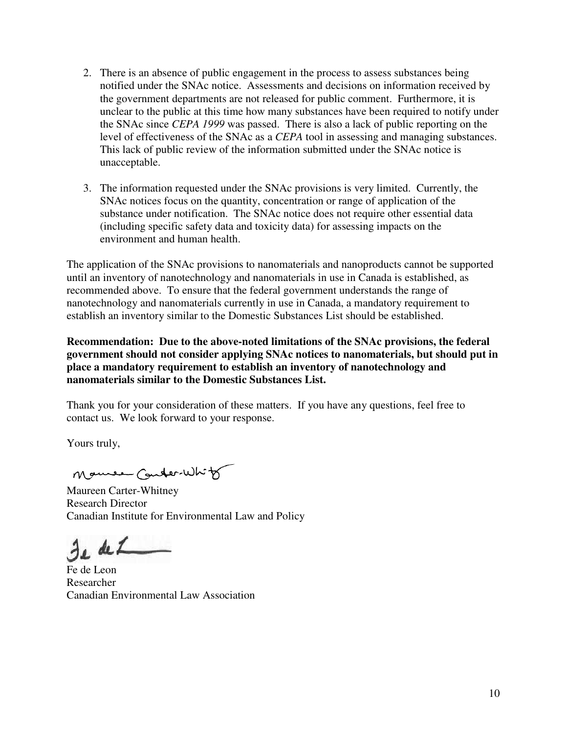2. There is an absence of public engagement in the process to assess substances being notified under the SNAc notice. Assessments and decisions on information received by the government departments are not released for public comment. Furthermore, it is unclear to the public at this time how many substances have been required to notify under the SNAc since *CEPA 1999* was passed. There is also a lack of public reporting on the level of effectiveness of the SNAc as a *CEPA* tool in assessing and managing substances. This lack of public review of the information submitted under the SNAc notice is unacceptable.

3. The information requested under the SNAc provisions is very limited. Currently, the SNAc notices focus on the quantity, concentration or range of application of the substance under notification. The SNAc notice does not require other essential data (including specific safety data and toxicity data) for assessing impacts on the environment and human health.

The application of the SNAc provisions to nanomaterials and nanoproducts cannot be supported until an inventory of nanotechnology and nanomaterials in use in Canada is established, as recommended above. To ensure that the federal government understands the range of nanotechnology and nanomaterials currently in use in Canada, a mandatory requirement to establish an inventory similar to the Domestic Substances List should be established.

**Recommendation: Due to the above-noted limitations of the SNAc provisions, the federal government should not consider applying SNAc notices to nanomaterials, but should put in place a mandatory requirement to establish an inventory of nanotechnology and nanomaterials similar to the Domestic Substances List.**

Thank you for your consideration of these matters. If you have any questions, feel free to contact us. We look forward to your response.

Yours truly,

Maureen Carter-Whitney
Research Director
Canadian Institute for Environmental Law and Policy

Fe de Leon
Researcher
Canadian Environmental Law Association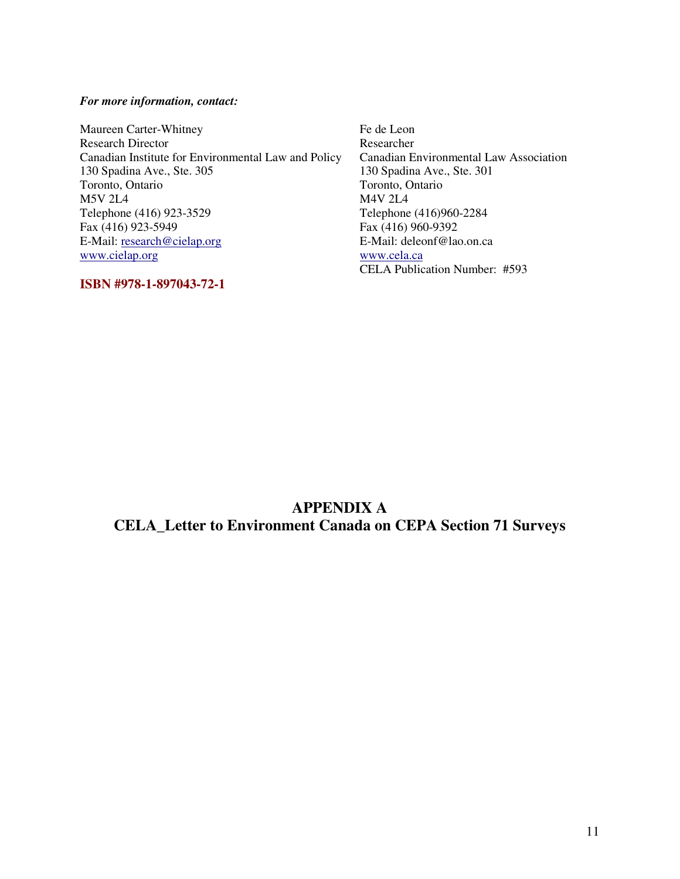***For more information, contact:***

Maureen Carter-Whitney
Research Director
Canadian Institute for Environmental Law and Policy
130 Spadina Ave., Ste. 305
Toronto, Ontario
M5V 2L4
Telephone (416) 923-3529
Fax (416) 923-5949
E-Mail: research@cielap.org
www.cielap.org

**ISBN #978-1-897043-72-1**

Fe de Leon
Researcher
Canadian Environmental Law Association
130 Spadina Ave., Ste. 301
Toronto, Ontario
M4V 2L4
Telephone (416)960-2284
Fax (416) 960-9392
E-Mail: deleonf@lao.on.ca
www.cela.ca
CELA Publication Number: #593

## APPENDIX A
## CELA_Letter to Environment Canada on CEPA Section 71 Surveys